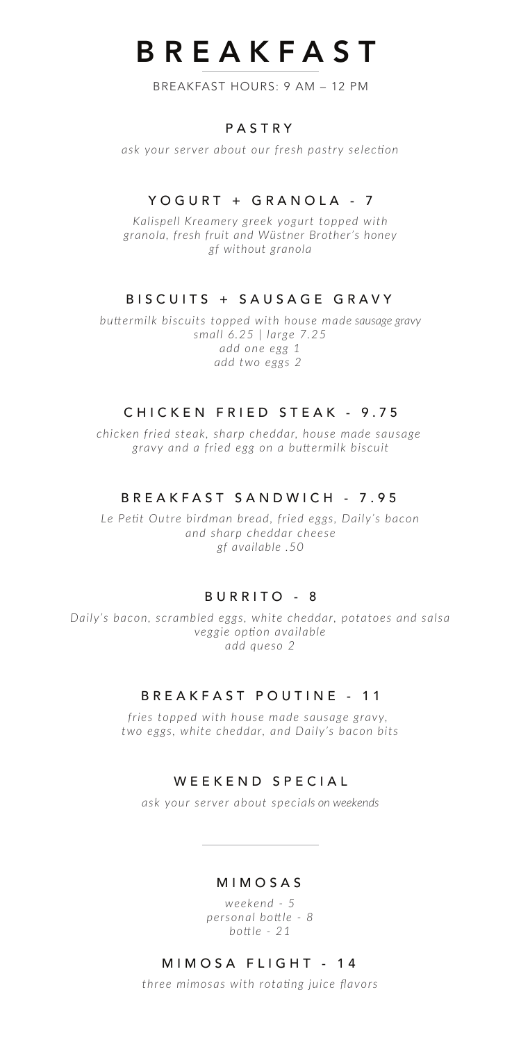# BREAKFAST

BREAKFAST HOURS: 9 AM – 12 PM

## PASTRY

*ask your server about our fresh pastry selection*

## YOGURT + GRANOLA - 7

*Kalispell Kreamery greek yogurt topped with granola, fresh fruit and Wüstner Brother's honey*
*gf without granola*

## BISCUITS + SAUSAGE GRAVY

*buttermilk biscuits topped with house made sausage gravy*
*small 6.25 | large 7.25*
*add one egg 1*
*add two eggs 2*

## CHICKEN FRIED STEAK - 9.75

*chicken fried steak, sharp cheddar, house made sausage gravy and a fried egg on a buttermilk biscuit*

## BREAKFAST SANDWICH - 7.95

*Le Petit Outre birdman bread, fried eggs, Daily's bacon and sharp cheddar cheese*
*gf available .50*

## BURRITO - 8

*Daily's bacon, scrambled eggs, white cheddar, potatoes and salsa*
*veggie option available*
*add queso 2*

## BREAKFAST POUTINE - 11

*fries topped with house made sausage gravy, two eggs, white cheddar, and Daily's bacon bits*

## WEEKEND SPECIAL

*ask your server about specials on weekends*

---

## MIMOSAS

*weekend - 5*
*personal bottle - 8*
*bottle - 21*

## MIMOSA FLIGHT - 14

*three mimosas with rotating juice flavors*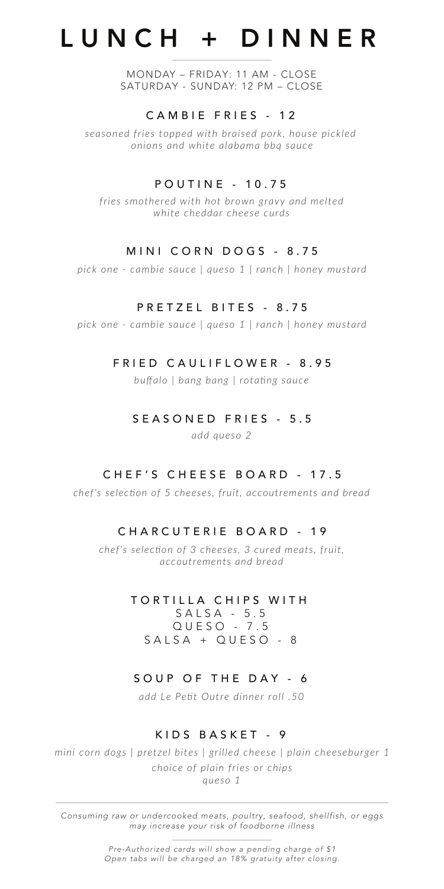# LUNCH + DINNER

MONDAY – FRIDAY: 11 AM - CLOSE
SATURDAY - SUNDAY: 12 PM – CLOSE

## CAMBIE FRIES - 12

*seasoned fries topped with braised pork, house pickled onions and white alabama bbq sauce*

## POUTINE - 10.75

*fries smothered with hot brown gravy and melted white cheddar cheese curds*

## MINI CORN DOGS - 8.75

*pick one - cambie sauce | queso 1 | ranch | honey mustard*

## PRETZEL BITES - 8.75

*pick one - cambie sauce | queso 1 | ranch | honey mustard*

## FRIED CAULIFLOWER - 8.95

*buffalo | bang bang | rotating sauce*

## SEASONED FRIES - 5.5

*add queso 2*

## CHEF'S CHEESE BOARD - 17.5

*chef's selection of 5 cheeses, fruit, accoutrements and bread*

## CHARCUTERIE BOARD - 19

*chef's selection of 3 cheeses, 3 cured meats, fruit, accoutrements and bread*

## TORTILLA CHIPS WITH

SALSA - 5.5
QUESO - 7.5
SALSA + QUESO - 8

## SOUP OF THE DAY - 6

*add Le Petit Outre dinner roll .50*

## KIDS BASKET - 9

*mini corn dogs | pretzel bites | grilled cheese | plain cheeseburger 1*
*choice of plain fries or chips*
*queso 1*

---

*Consuming raw or undercooked meats, poultry, seafood, shellfish, or eggs may increase your risk of foodborne illness*

*Pre-Authorized cards will show a pending charge of $1*
*Open tabs will be charged an 18% gratuity after closing.*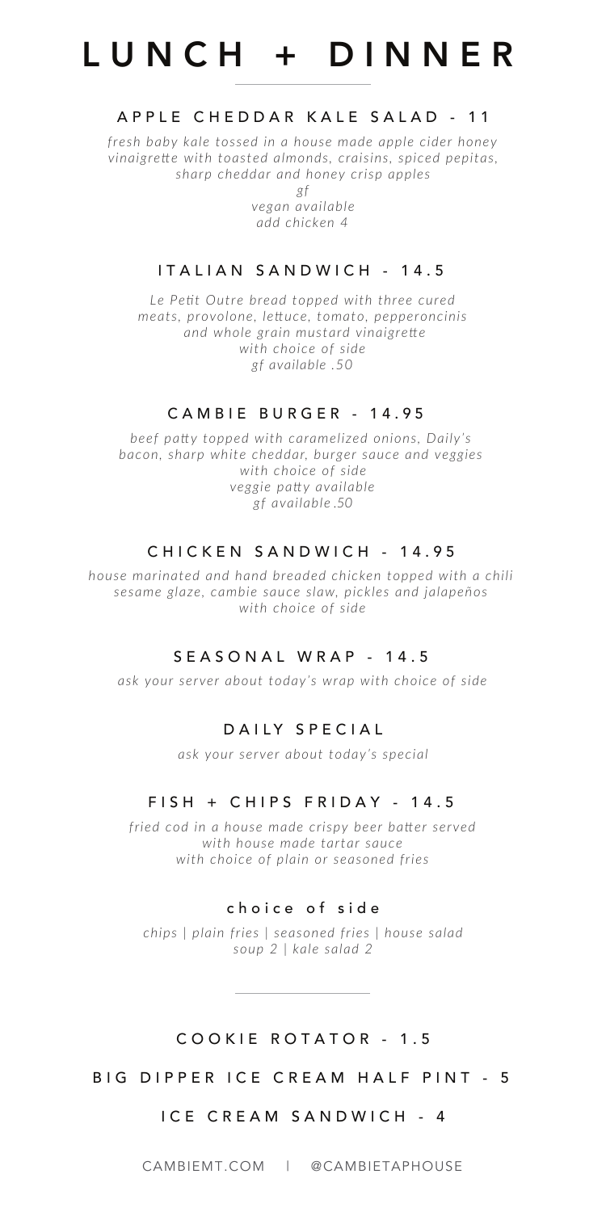# LUNCH + DINNER

## APPLE CHEDDAR KALE SALAD - 11

*fresh baby kale tossed in a house made apple cider honey vinaigrette with toasted almonds, craisins, spiced pepitas, sharp cheddar and honey crisp apples*
*gf*
*vegan available*
*add chicken 4*

## ITALIAN SANDWICH - 14.5

*Le Petit Outre bread topped with three cured meats, provolone, lettuce, tomato, pepperoncinis and whole grain mustard vinaigrette*
*with choice of side*
*gf available .50*

## CAMBIE BURGER - 14.95

*beef patty topped with caramelized onions, Daily's bacon, sharp white cheddar, burger sauce and veggies*
*with choice of side*
*veggie patty available*
*gf available .50*

## CHICKEN SANDWICH - 14.95

*house marinated and hand breaded chicken topped with a chili sesame glaze, cambie sauce slaw, pickles and jalapeños*
*with choice of side*

## SEASONAL WRAP - 14.5

*ask your server about today's wrap with choice of side*

## DAILY SPECIAL

*ask your server about today's special*

## FISH + CHIPS FRIDAY - 14.5

*fried cod in a house made crispy beer batter served with house made tartar sauce*
*with choice of plain or seasoned fries*

## choice of side

*chips | plain fries | seasoned fries | house salad*
*soup 2 | kale salad 2*

---

## COOKIE ROTATOR - 1.5

## BIG DIPPER ICE CREAM HALF PINT - 5

## ICE CREAM SANDWICH - 4

CAMBIEMT.COM | @CAMBIETAPHOUSE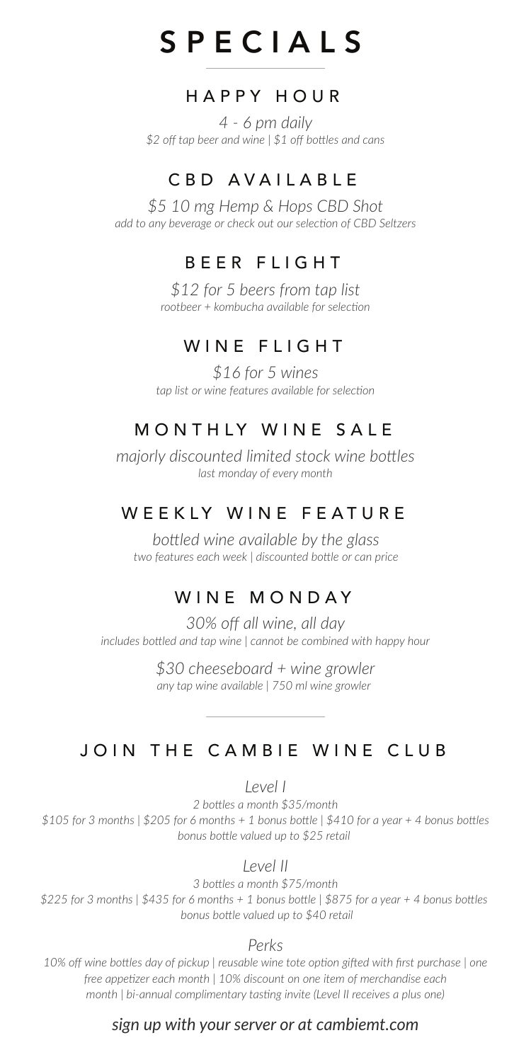# SPECIALS

## HAPPY HOUR

*4 - 6 pm daily*

*$2 off tap beer and wine | $1 off bottles and cans*

## CBD AVAILABLE

*$5 10 mg Hemp & Hops CBD Shot*

*add to any beverage or check out our selection of CBD Seltzers*

## BEER FLIGHT

*$12 for 5 beers from tap list*

*rootbeer + kombucha available for selection*

## WINE FLIGHT

*$16 for 5 wines*

*tap list or wine features available for selection*

## MONTHLY WINE SALE

*majorly discounted limited stock wine bottles*

*last monday of every month*

## WEEKLY WINE FEATURE

*bottled wine available by the glass*

*two features each week | discounted bottle or can price*

## WINE MONDAY

*30% off all wine, all day*

*includes bottled and tap wine | cannot be combined with happy hour*

*$30 cheeseboard + wine growler*

*any tap wine available | 750 ml wine growler*

---

## JOIN THE CAMBIE WINE CLUB

*Level I*

*2 bottles a month $35/month*

*$105 for 3 months | $205 for 6 months + 1 bonus bottle | $410 for a year + 4 bonus bottles*

*bonus bottle valued up to $25 retail*

*Level II*

*3 bottles a month $75/month*

*$225 for 3 months | $435 for 6 months + 1 bonus bottle | $875 for a year + 4 bonus bottles*

*bonus bottle valued up to $40 retail*

*Perks*

*10% off wine bottles day of pickup | reusable wine tote option gifted with first purchase | one free appetizer each month | 10% discount on one item of merchandise each month | bi-annual complimentary tasting invite (Level II receives a plus one)*

***sign up with your server or at cambiemt.com***